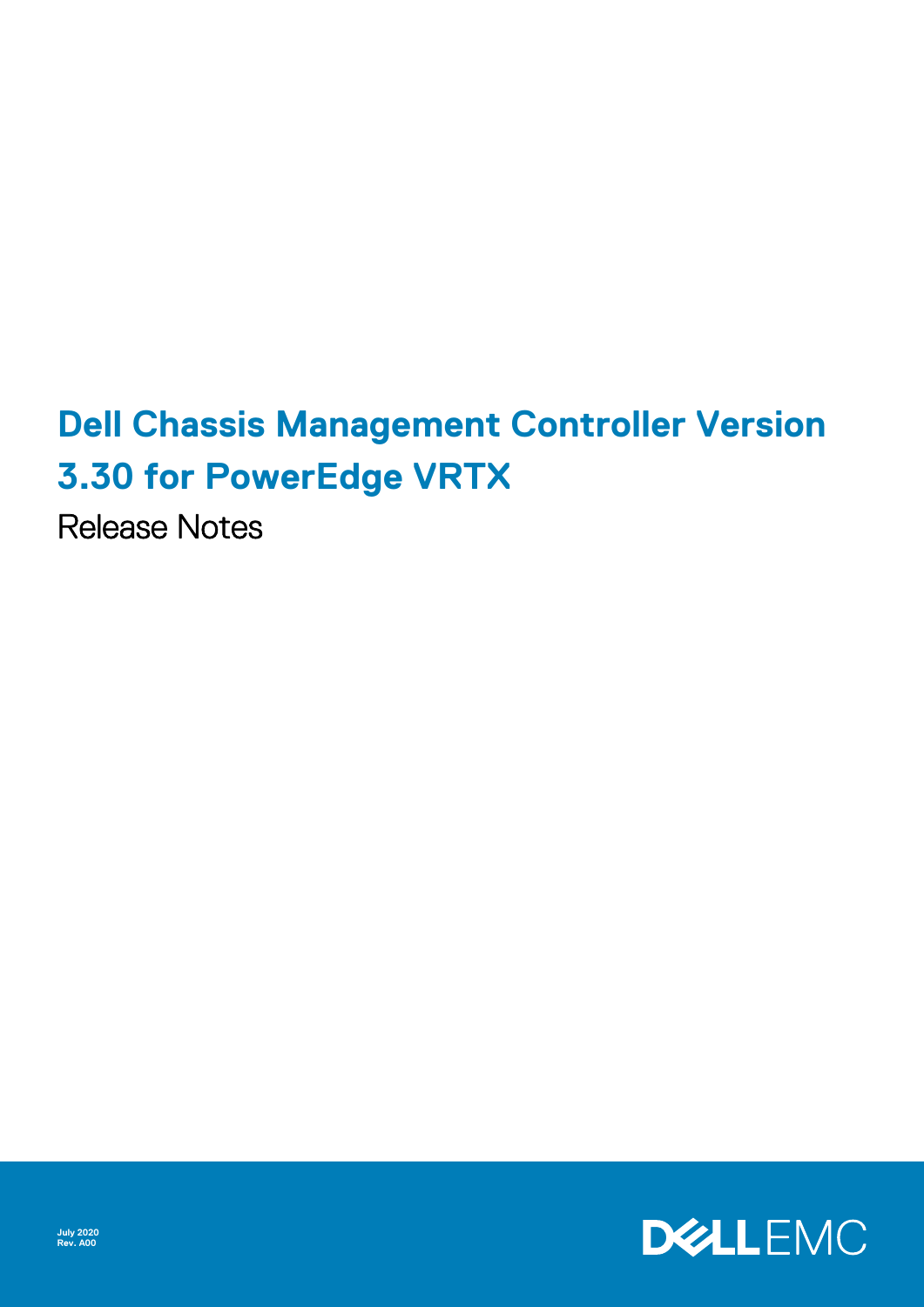# Dell Chassis Management Controller Version 3.30 for PowerEdge VRTX

Release Notes

July 2020
Rev. A00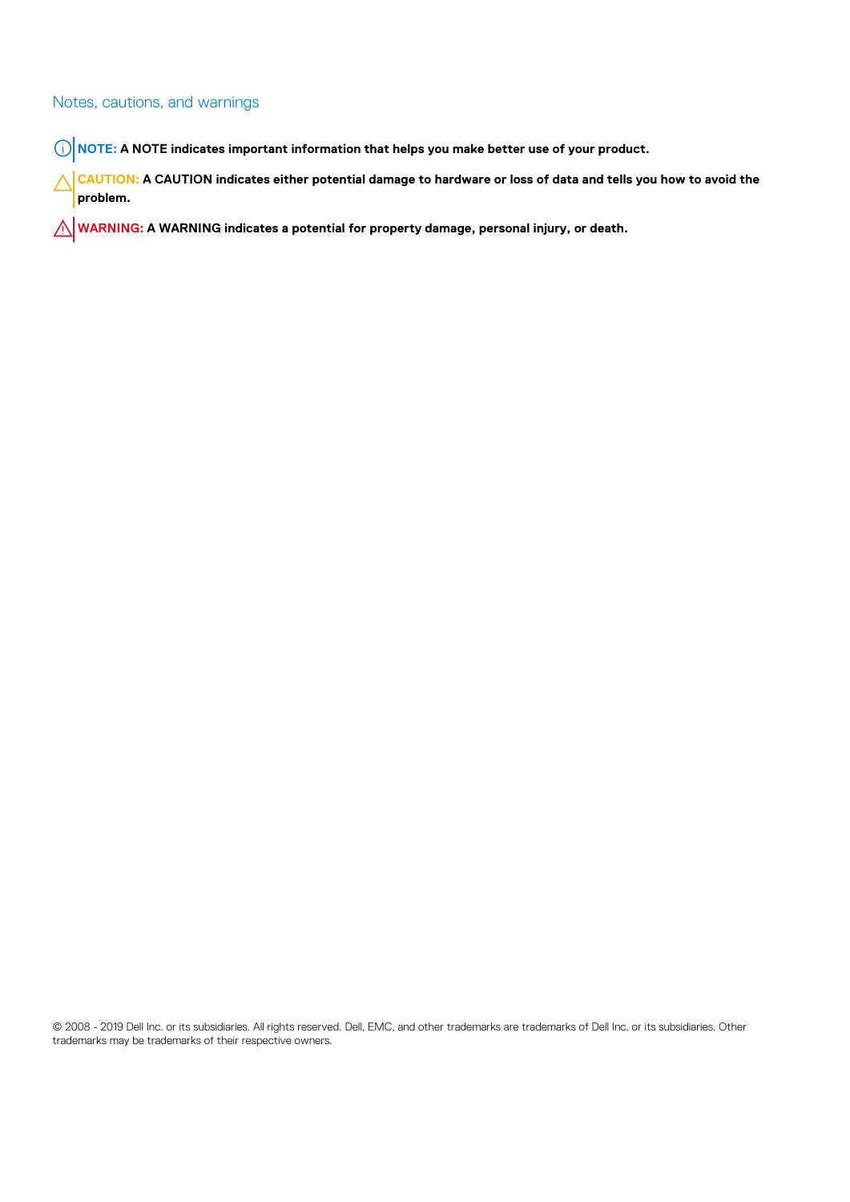## Notes, cautions, and warnings

**NOTE: A NOTE indicates important information that helps you make better use of your product.**

**CAUTION: A CAUTION indicates either potential damage to hardware or loss of data and tells you how to avoid the problem.**

**WARNING: A WARNING indicates a potential for property damage, personal injury, or death.**

© 2008 - 2019 Dell Inc. or its subsidiaries. All rights reserved. Dell, EMC, and other trademarks are trademarks of Dell Inc. or its subsidiaries. Other trademarks may be trademarks of their respective owners.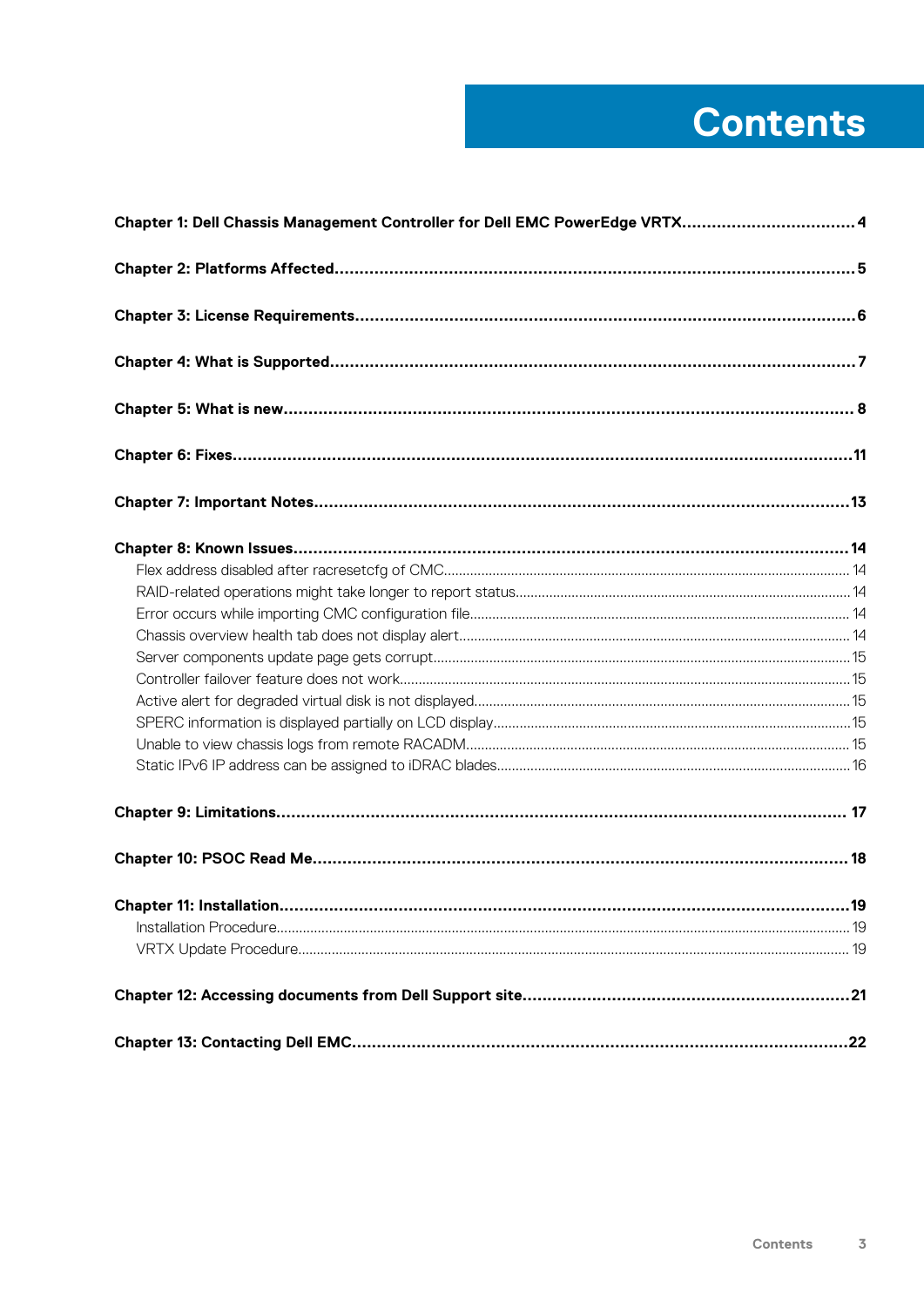# Contents

**Chapter 1: Dell Chassis Management Controller for Dell EMC PowerEdge VRTX....................................4**

**Chapter 2: Platforms Affected.........................................................................................................5**

**Chapter 3: License Requirements....................................................................................................6**

**Chapter 4: What is Supported..........................................................................................................7**

**Chapter 5: What is new..................................................................................................................... 8**

**Chapter 6: Fixes..............................................................................................................................11**

**Chapter 7: Important Notes...........................................................................................................13**

**Chapter 8: Known Issues................................................................................................................14**

- Flex address disabled after racresetcfg of CMC.............................................................................................14
- RAID-related operations might take longer to report status.........................................................................14
- Error occurs while importing CMC configuration file.....................................................................................14
- Chassis overview health tab does not display alert........................................................................................14
- Server components update page gets corrupt...............................................................................................15
- Controller failover feature does not work.......................................................................................................15
- Active alert for degraded virtual disk is not displayed....................................................................................15
- SPERC information is displayed partially on LCD display...............................................................................15
- Unable to view chassis logs from remote RACADM......................................................................................15
- Static IPv6 IP address can be assigned to iDRAC blades..............................................................................16

**Chapter 9: Limitations................................................................................................................... 17**

**Chapter 10: PSOC Read Me........................................................................................................... 18**

**Chapter 11: Installation...................................................................................................................19**

- Installation Procedure.........................................................................................................................................19
- VRTX Update Procedure.................................................................................................................................... 19

**Chapter 12: Accessing documents from Dell Support site..................................................................21**

**Chapter 13: Contacting Dell EMC....................................................................................................22**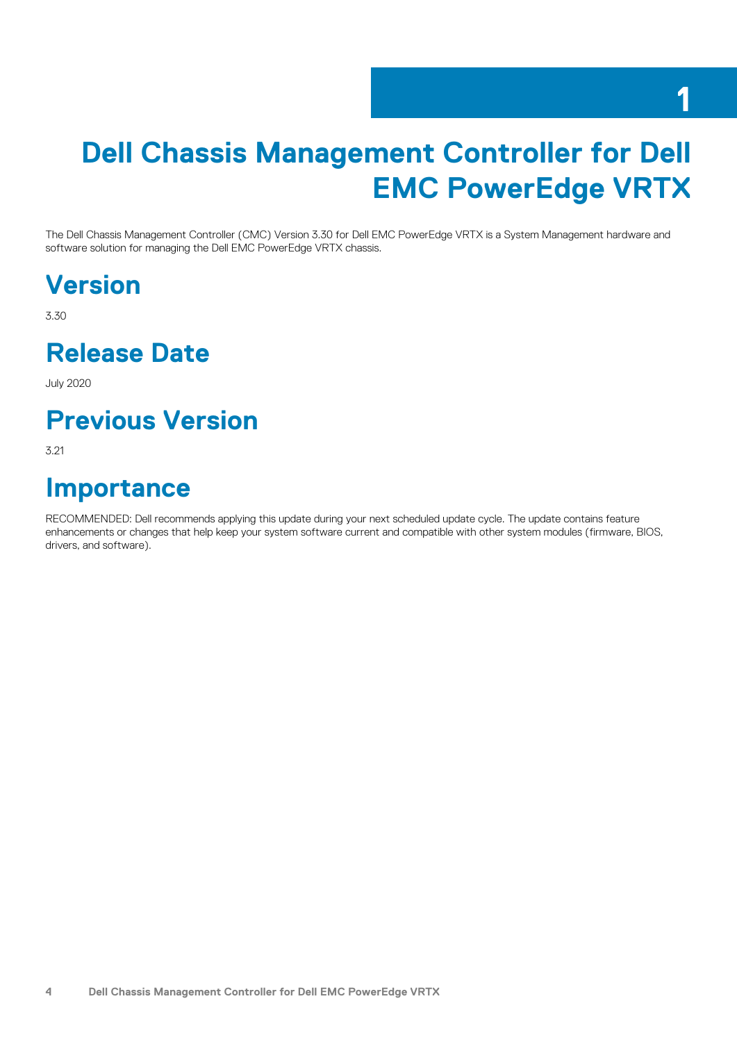# 1 Dell Chassis Management Controller for Dell EMC PowerEdge VRTX

The Dell Chassis Management Controller (CMC) Version 3.30 for Dell EMC PowerEdge VRTX is a System Management hardware and software solution for managing the Dell EMC PowerEdge VRTX chassis.

## Version

3.30

## Release Date

July 2020

## Previous Version

3.21

## Importance

RECOMMENDED: Dell recommends applying this update during your next scheduled update cycle. The update contains feature enhancements or changes that help keep your system software current and compatible with other system modules (firmware, BIOS, drivers, and software).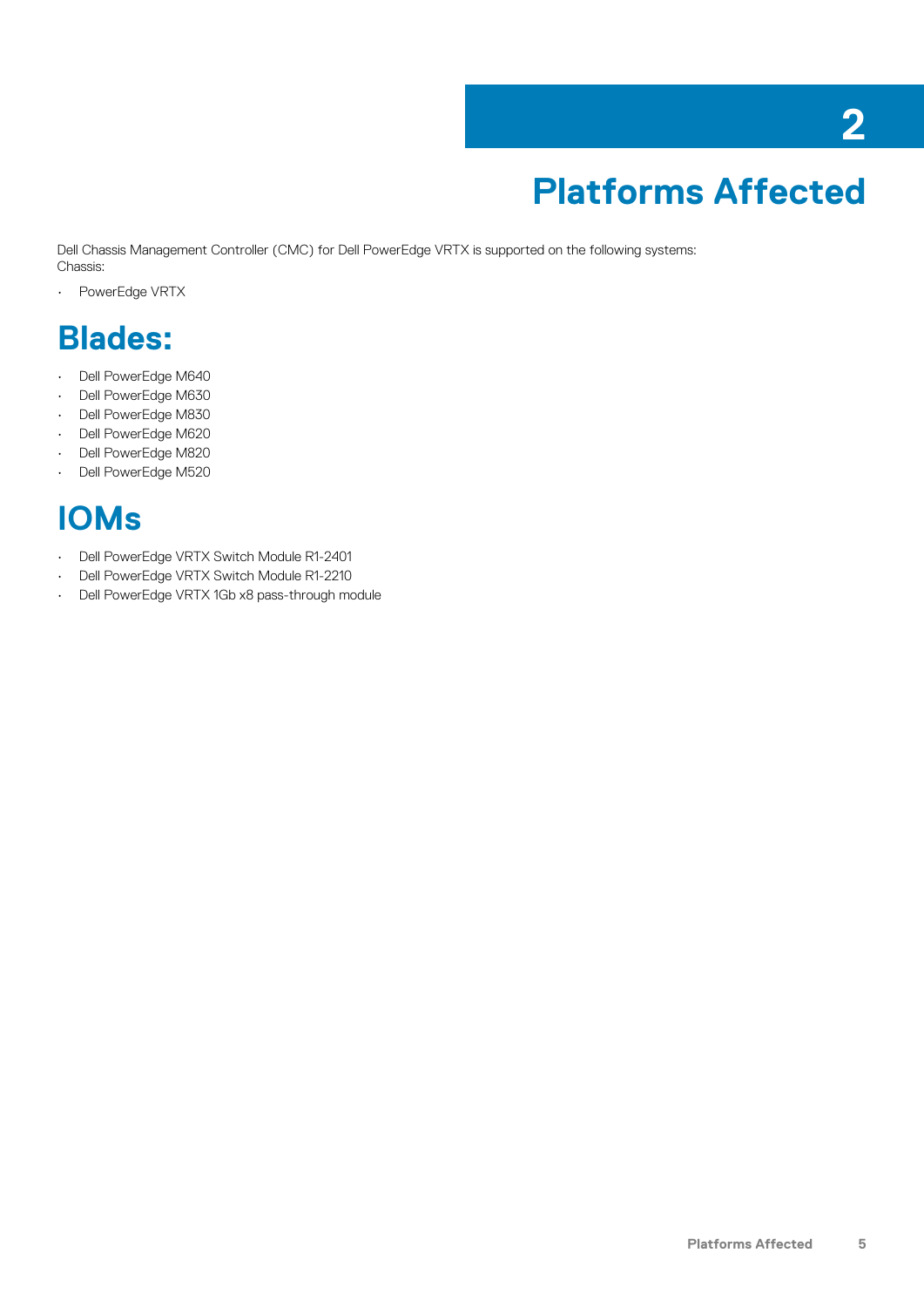# 2 Platforms Affected

Dell Chassis Management Controller (CMC) for Dell PowerEdge VRTX is supported on the following systems:
Chassis:

- PowerEdge VRTX

## Blades:

- Dell PowerEdge M640
- Dell PowerEdge M630
- Dell PowerEdge M830
- Dell PowerEdge M620
- Dell PowerEdge M820
- Dell PowerEdge M520

## IOMs

- Dell PowerEdge VRTX Switch Module R1-2401
- Dell PowerEdge VRTX Switch Module R1-2210
- Dell PowerEdge VRTX 1Gb x8 pass-through module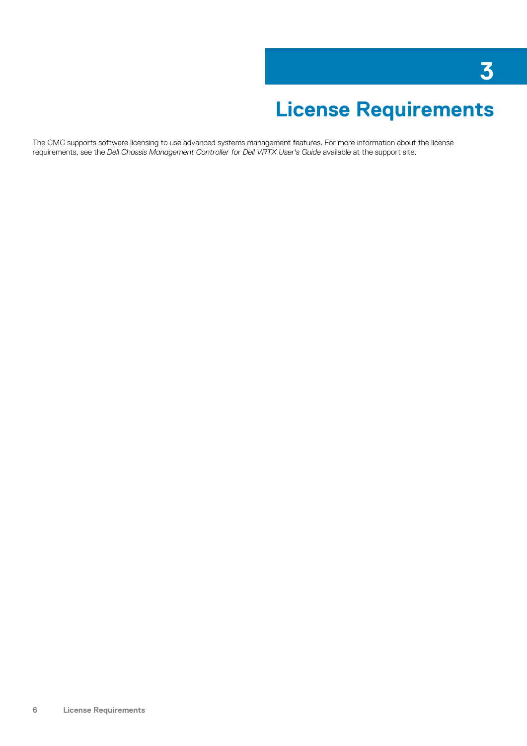# 3 License Requirements

The CMC supports software licensing to use advanced systems management features. For more information about the license requirements, see the *Dell Chassis Management Controller for Dell VRTX User's Guide* available at the support site.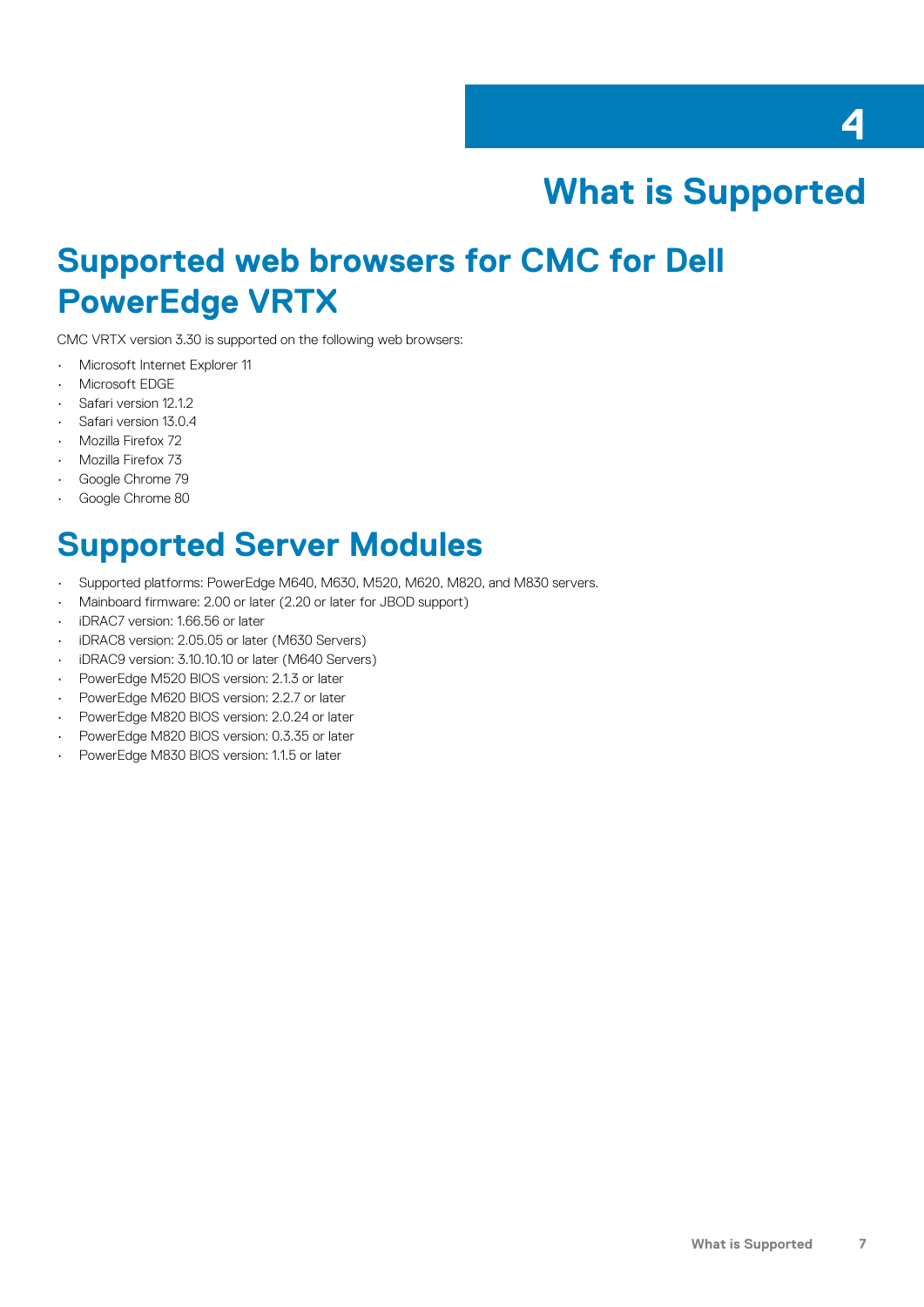# 4 What is Supported

## Supported web browsers for CMC for Dell PowerEdge VRTX

CMC VRTX version 3.30 is supported on the following web browsers:

- Microsoft Internet Explorer 11
- Microsoft EDGE
- Safari version 12.1.2
- Safari version 13.0.4
- Mozilla Firefox 72
- Mozilla Firefox 73
- Google Chrome 79
- Google Chrome 80

## Supported Server Modules

- Supported platforms: PowerEdge M640, M630, M520, M620, M820, and M830 servers.
- Mainboard firmware: 2.00 or later (2.20 or later for JBOD support)
- iDRAC7 version: 1.66.56 or later
- iDRAC8 version: 2.05.05 or later (M630 Servers)
- iDRAC9 version: 3.10.10.10 or later (M640 Servers)
- PowerEdge M520 BIOS version: 2.1.3 or later
- PowerEdge M620 BIOS version: 2.2.7 or later
- PowerEdge M820 BIOS version: 2.0.24 or later
- PowerEdge M820 BIOS version: 0.3.35 or later
- PowerEdge M830 BIOS version: 1.1.5 or later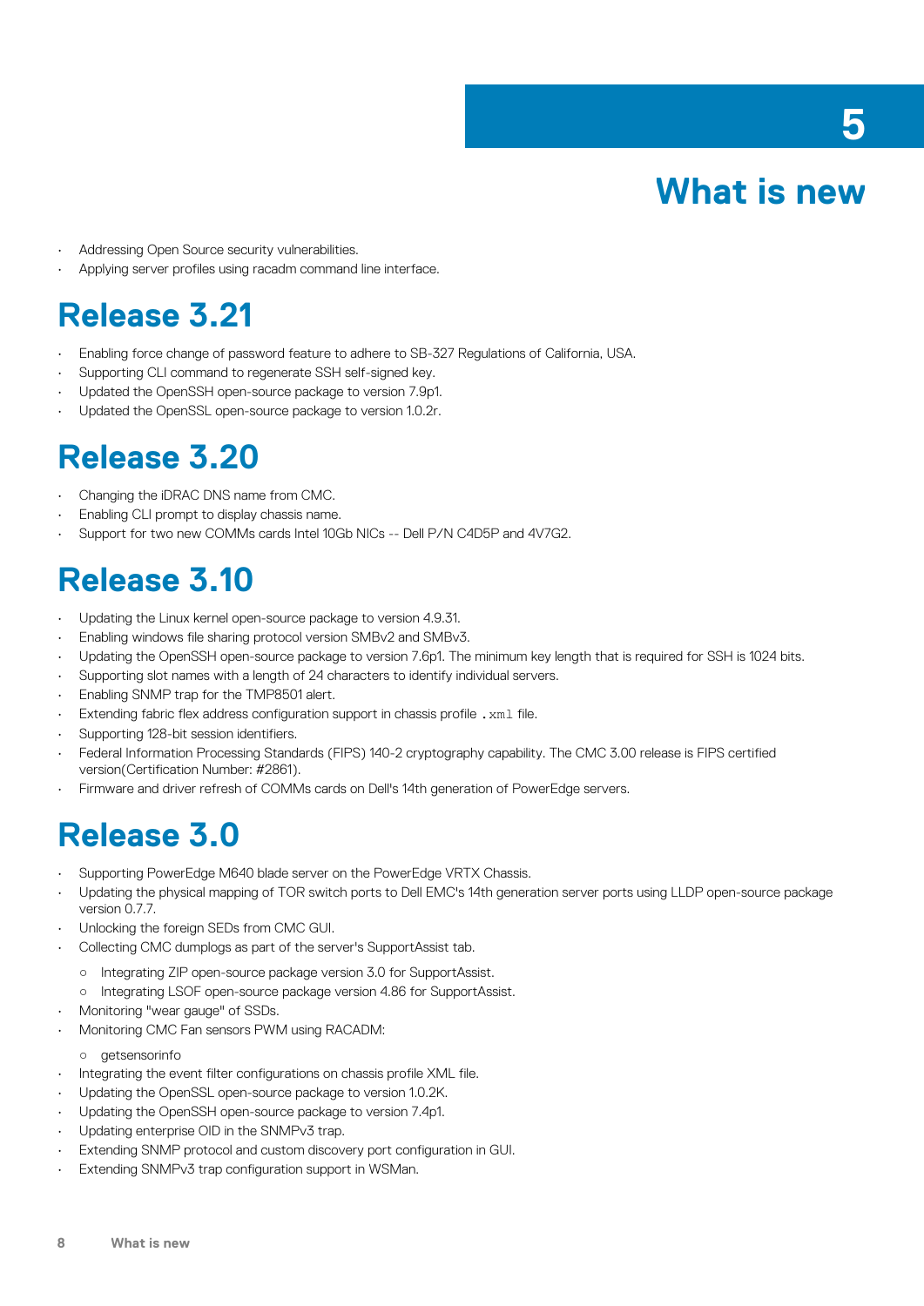# 5 What is new

- Addressing Open Source security vulnerabilities.
- Applying server profiles using racadm command line interface.

## Release 3.21

- Enabling force change of password feature to adhere to SB-327 Regulations of California, USA.
- Supporting CLI command to regenerate SSH self-signed key.
- Updated the OpenSSH open-source package to version 7.9p1.
- Updated the OpenSSL open-source package to version 1.0.2r.

## Release 3.20

- Changing the iDRAC DNS name from CMC.
- Enabling CLI prompt to display chassis name.
- Support for two new COMMs cards Intel 10Gb NICs -- Dell P/N C4D5P and 4V7G2.

## Release 3.10

- Updating the Linux kernel open-source package to version 4.9.31.
- Enabling windows file sharing protocol version SMBv2 and SMBv3.
- Updating the OpenSSH open-source package to version 7.6p1. The minimum key length that is required for SSH is 1024 bits.
- Supporting slot names with a length of 24 characters to identify individual servers.
- Enabling SNMP trap for the TMP8501 alert.
- Extending fabric flex address configuration support in chassis profile `.xml` file.
- Supporting 128-bit session identifiers.
- Federal Information Processing Standards (FIPS) 140-2 cryptography capability. The CMC 3.00 release is FIPS certified version(Certification Number: #2861).
- Firmware and driver refresh of COMMs cards on Dell's 14th generation of PowerEdge servers.

## Release 3.0

- Supporting PowerEdge M640 blade server on the PowerEdge VRTX Chassis.
- Updating the physical mapping of TOR switch ports to Dell EMC's 14th generation server ports using LLDP open-source package version 0.7.7.
- Unlocking the foreign SEDs from CMC GUI.
- Collecting CMC dumplogs as part of the server's SupportAssist tab.
  - Integrating ZIP open-source package version 3.0 for SupportAssist.
  - Integrating LSOF open-source package version 4.86 for SupportAssist.
- Monitoring "wear gauge" of SSDs.
- Monitoring CMC Fan sensors PWM using RACADM:
  - getsensorinfo
- Integrating the event filter configurations on chassis profile XML file.
- Updating the OpenSSL open-source package to version 1.0.2K.
- Updating the OpenSSH open-source package to version 7.4p1.
- Updating enterprise OID in the SNMPv3 trap.
- Extending SNMP protocol and custom discovery port configuration in GUI.
- Extending SNMPv3 trap configuration support in WSMan.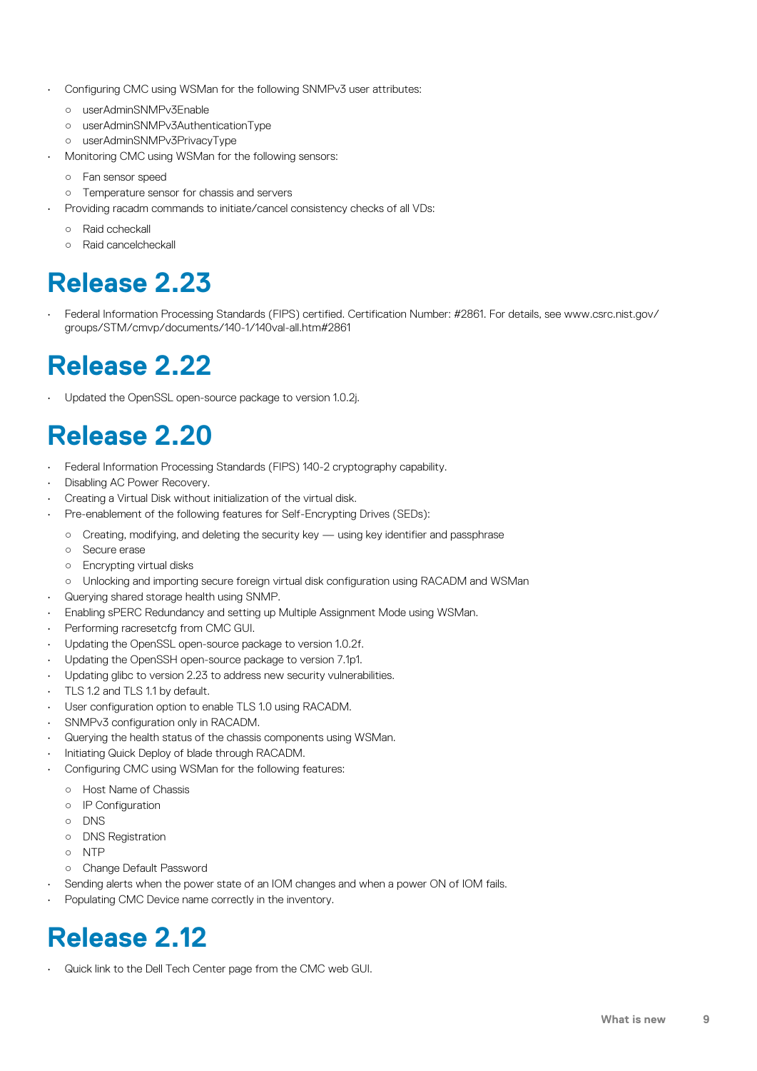- Configuring CMC using WSMan for the following SNMPv3 user attributes:
  - userAdminSNMPv3Enable
  - userAdminSNMPv3AuthenticationType
  - userAdminSNMPv3PrivacyType
- Monitoring CMC using WSMan for the following sensors:
  - Fan sensor speed
  - Temperature sensor for chassis and servers
- Providing racadm commands to initiate/cancel consistency checks of all VDs:
  - Raid ccheckall
  - Raid cancelcheckall

# Release 2.23

- Federal Information Processing Standards (FIPS) certified. Certification Number: #2861. For details, see www.csrc.nist.gov/groups/STM/cmvp/documents/140-1/140val-all.htm#2861

# Release 2.22

- Updated the OpenSSL open-source package to version 1.0.2j.

# Release 2.20

- Federal Information Processing Standards (FIPS) 140-2 cryptography capability.
- Disabling AC Power Recovery.
- Creating a Virtual Disk without initialization of the virtual disk.
- Pre-enablement of the following features for Self-Encrypting Drives (SEDs):
  - Creating, modifying, and deleting the security key — using key identifier and passphrase
  - Secure erase
  - Encrypting virtual disks
  - Unlocking and importing secure foreign virtual disk configuration using RACADM and WSMan
- Querying shared storage health using SNMP.
- Enabling sPERC Redundancy and setting up Multiple Assignment Mode using WSMan.
- Performing racresetcfg from CMC GUI.
- Updating the OpenSSL open-source package to version 1.0.2f.
- Updating the OpenSSH open-source package to version 7.1p1.
- Updating glibc to version 2.23 to address new security vulnerabilities.
- TLS 1.2 and TLS 1.1 by default.
- User configuration option to enable TLS 1.0 using RACADM.
- SNMPv3 configuration only in RACADM.
- Querying the health status of the chassis components using WSMan.
- Initiating Quick Deploy of blade through RACADM.
- Configuring CMC using WSMan for the following features:
  - Host Name of Chassis
  - IP Configuration
  - DNS
  - DNS Registration
  - NTP
  - Change Default Password
- Sending alerts when the power state of an IOM changes and when a power ON of IOM fails.
- Populating CMC Device name correctly in the inventory.

# Release 2.12

- Quick link to the Dell Tech Center page from the CMC web GUI.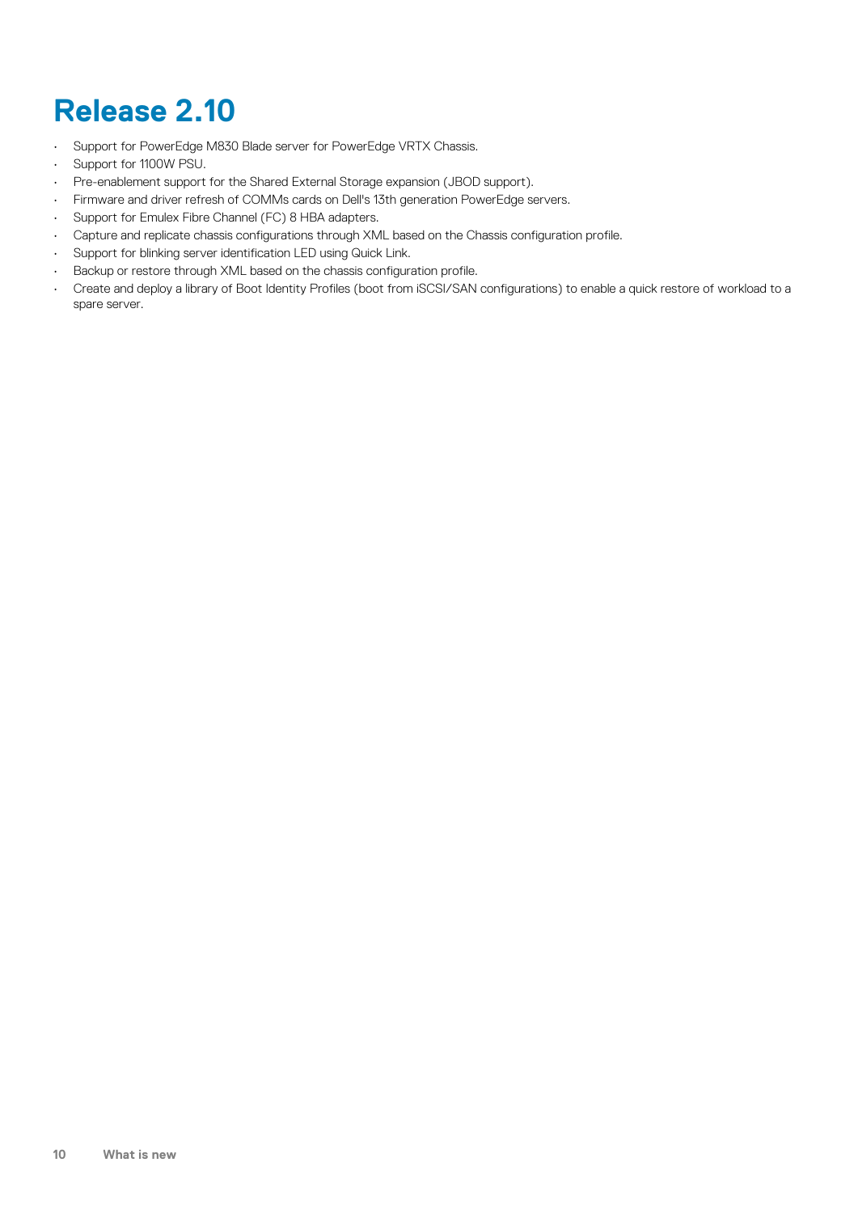# Release 2.10

- Support for PowerEdge M830 Blade server for PowerEdge VRTX Chassis.
- Support for 1100W PSU.
- Pre-enablement support for the Shared External Storage expansion (JBOD support).
- Firmware and driver refresh of COMMs cards on Dell's 13th generation PowerEdge servers.
- Support for Emulex Fibre Channel (FC) 8 HBA adapters.
- Capture and replicate chassis configurations through XML based on the Chassis configuration profile.
- Support for blinking server identification LED using Quick Link.
- Backup or restore through XML based on the chassis configuration profile.
- Create and deploy a library of Boot Identity Profiles (boot from iSCSI/SAN configurations) to enable a quick restore of workload to a spare server.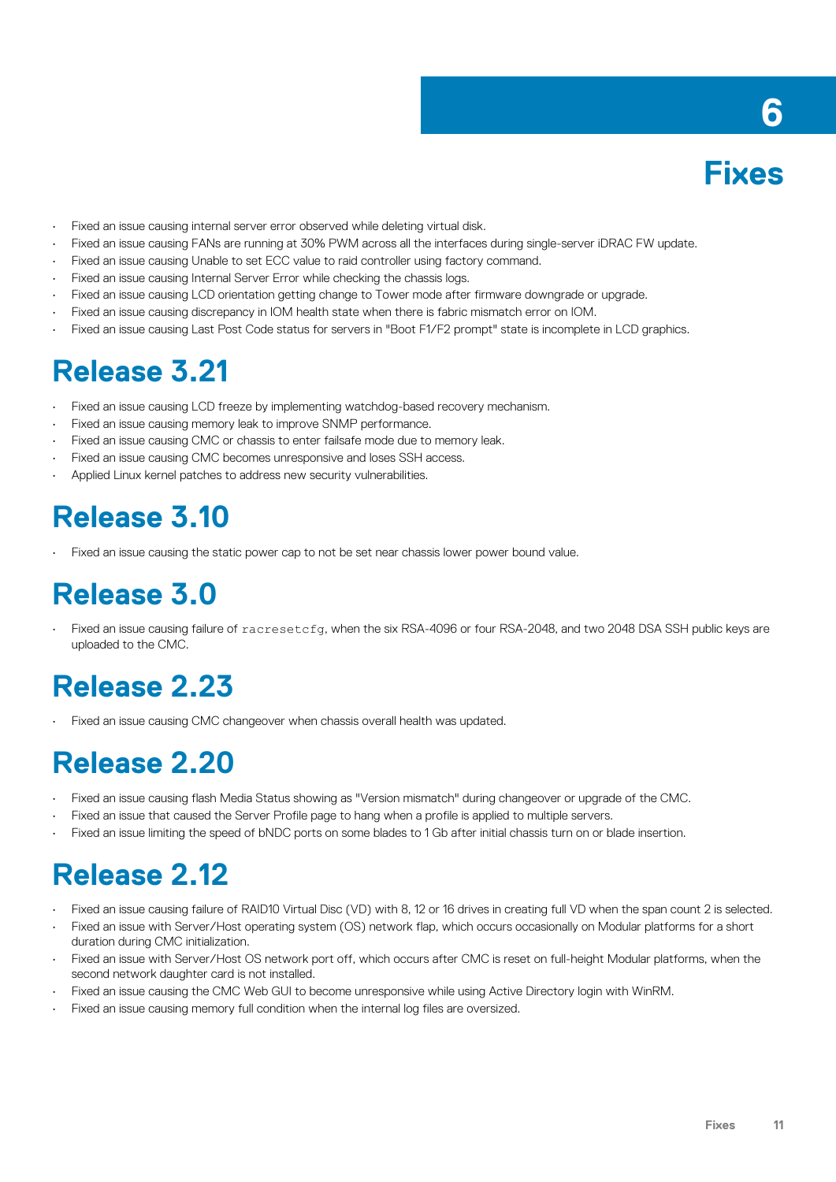# 6 Fixes

- Fixed an issue causing internal server error observed while deleting virtual disk.
- Fixed an issue causing FANs are running at 30% PWM across all the interfaces during single-server iDRAC FW update.
- Fixed an issue causing Unable to set ECC value to raid controller using factory command.
- Fixed an issue causing Internal Server Error while checking the chassis logs.
- Fixed an issue causing LCD orientation getting change to Tower mode after firmware downgrade or upgrade.
- Fixed an issue causing discrepancy in IOM health state when there is fabric mismatch error on IOM.
- Fixed an issue causing Last Post Code status for servers in "Boot F1/F2 prompt" state is incomplete in LCD graphics.

## Release 3.21

- Fixed an issue causing LCD freeze by implementing watchdog-based recovery mechanism.
- Fixed an issue causing memory leak to improve SNMP performance.
- Fixed an issue causing CMC or chassis to enter failsafe mode due to memory leak.
- Fixed an issue causing CMC becomes unresponsive and loses SSH access.
- Applied Linux kernel patches to address new security vulnerabilities.

## Release 3.10

- Fixed an issue causing the static power cap to not be set near chassis lower power bound value.

## Release 3.0

- Fixed an issue causing failure of `racresetcfg`, when the six RSA-4096 or four RSA-2048, and two 2048 DSA SSH public keys are uploaded to the CMC.

## Release 2.23

- Fixed an issue causing CMC changeover when chassis overall health was updated.

## Release 2.20

- Fixed an issue causing flash Media Status showing as "Version mismatch" during changeover or upgrade of the CMC.
- Fixed an issue that caused the Server Profile page to hang when a profile is applied to multiple servers.
- Fixed an issue limiting the speed of bNDC ports on some blades to 1 Gb after initial chassis turn on or blade insertion.

## Release 2.12

- Fixed an issue causing failure of RAID10 Virtual Disc (VD) with 8, 12 or 16 drives in creating full VD when the span count 2 is selected.
- Fixed an issue with Server/Host operating system (OS) network flap, which occurs occasionally on Modular platforms for a short duration during CMC initialization.
- Fixed an issue with Server/Host OS network port off, which occurs after CMC is reset on full-height Modular platforms, when the second network daughter card is not installed.
- Fixed an issue causing the CMC Web GUI to become unresponsive while using Active Directory login with WinRM.
- Fixed an issue causing memory full condition when the internal log files are oversized.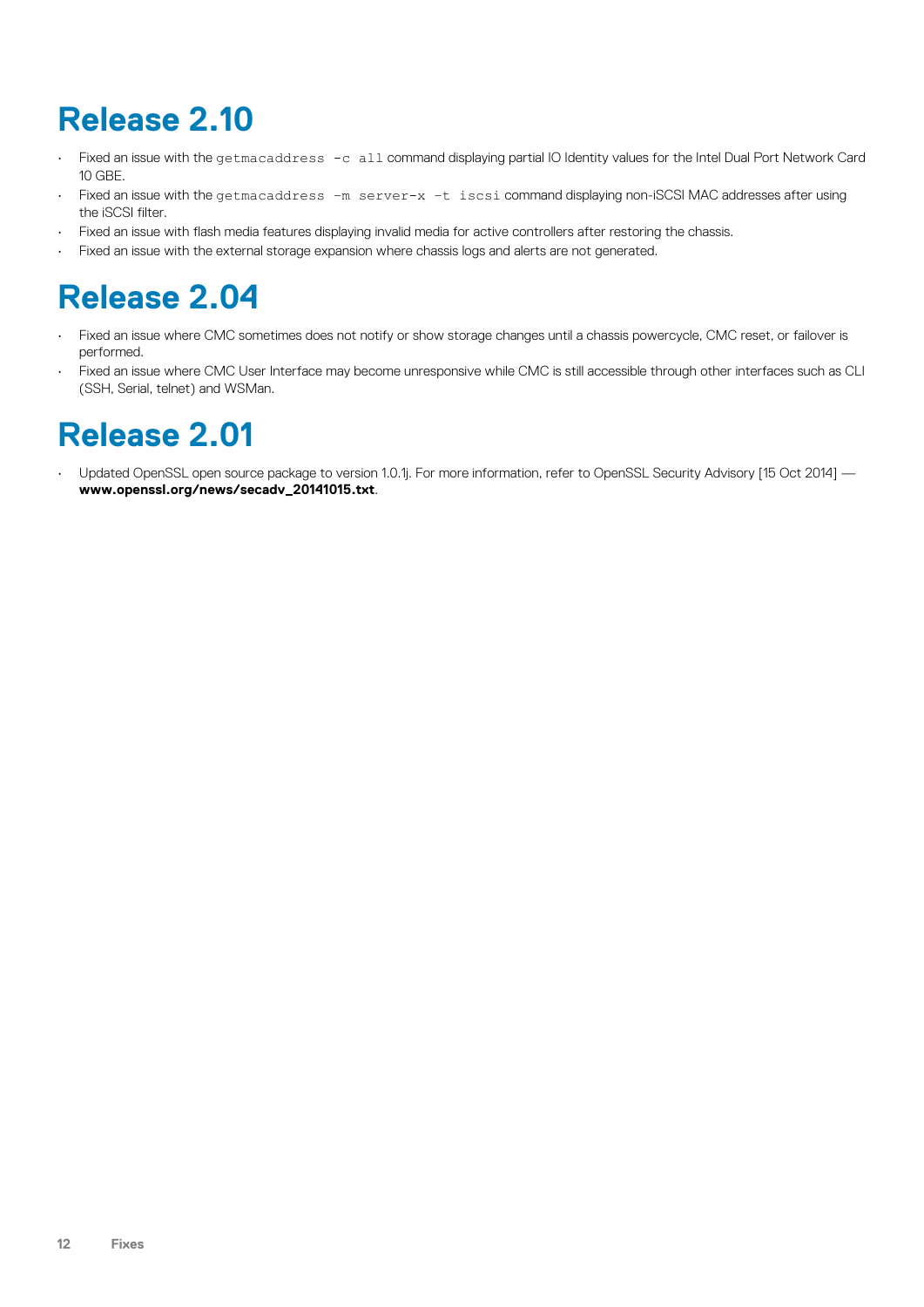# Release 2.10

- Fixed an issue with the `getmacaddress -c all` command displaying partial IO Identity values for the Intel Dual Port Network Card 10 GBE.
- Fixed an issue with the `getmacaddress -m server-x -t iscsi` command displaying non-iSCSI MAC addresses after using the iSCSI filter.
- Fixed an issue with flash media features displaying invalid media for active controllers after restoring the chassis.
- Fixed an issue with the external storage expansion where chassis logs and alerts are not generated.

# Release 2.04

- Fixed an issue where CMC sometimes does not notify or show storage changes until a chassis powercycle, CMC reset, or failover is performed.
- Fixed an issue where CMC User Interface may become unresponsive while CMC is still accessible through other interfaces such as CLI (SSH, Serial, telnet) and WSMan.

# Release 2.01

- Updated OpenSSL open source package to version 1.0.1j. For more information, refer to OpenSSL Security Advisory [15 Oct 2014] — **www.openssl.org/news/secadv_20141015.txt**.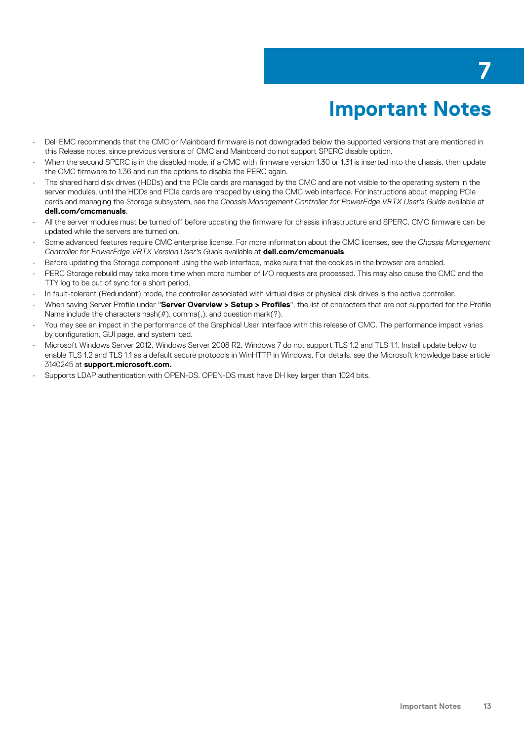# 7 Important Notes

- Dell EMC recommends that the CMC or Mainboard firmware is not downgraded below the supported versions that are mentioned in this Release notes, since previous versions of CMC and Mainboard do not support SPERC disable option.
- When the second SPERC is in the disabled mode, if a CMC with firmware version 1.30 or 1.31 is inserted into the chassis, then update the CMC firmware to 1.36 and run the options to disable the PERC again.
- The shared hard disk drives (HDDs) and the PCIe cards are managed by the CMC and are not visible to the operating system in the server modules, until the HDDs and PCIe cards are mapped by using the CMC web interface. For instructions about mapping PCIe cards and managing the Storage subsystem, see the *Chassis Management Controller for PowerEdge VRTX User's Guide* available at **dell.com/cmcmanuals**.
- All the server modules must be turned off before updating the firmware for chassis infrastructure and SPERC. CMC firmware can be updated while the servers are turned on.
- Some advanced features require CMC enterprise license. For more information about the CMC licenses, see the *Chassis Management Controller for PowerEdge VRTX Version User's Guide* available at **dell.com/cmcmanuals**.
- Before updating the Storage component using the web interface, make sure that the cookies in the browser are enabled.
- PERC Storage rebuild may take more time when more number of I/O requests are processed. This may also cause the CMC and the TTY log to be out of sync for a short period.
- In fault-tolerant (Redundant) mode, the controller associated with virtual disks or physical disk drives is the active controller.
- When saving Server Profile under "**Server Overview > Setup > Profiles**", the list of characters that are not supported for the Profile Name include the characters hash(#), comma(,), and question mark(?).
- You may see an impact in the performance of the Graphical User Interface with this release of CMC. The performance impact varies by configuration, GUI page, and system load.
- Microsoft Windows Server 2012, Windows Server 2008 R2, Windows 7 do not support TLS 1.2 and TLS 1.1. Install update below to enable TLS 1.2 and TLS 1.1 as a default secure protocols in WinHTTP in Windows. For details, see the Microsoft knowledge base article 3140245 at **support.microsoft.com.**
- Supports LDAP authentication with OPEN-DS. OPEN-DS must have DH key larger than 1024 bits.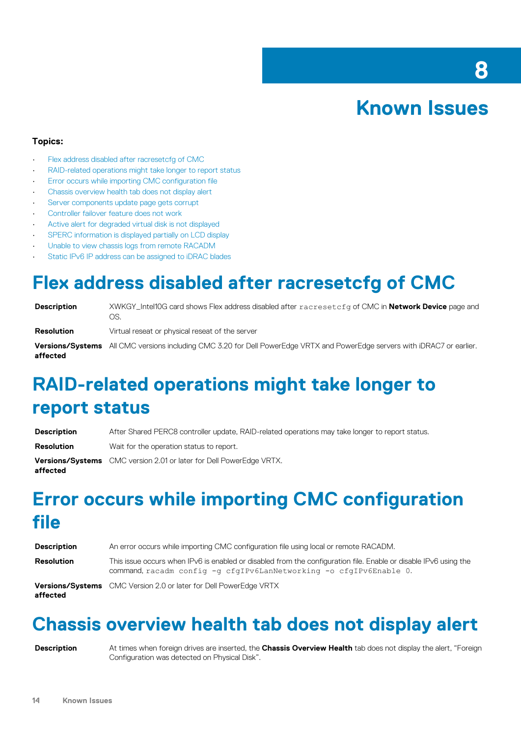# 8 Known Issues

**Topics:**

- Flex address disabled after racresetcfg of CMC
- RAID-related operations might take longer to report status
- Error occurs while importing CMC configuration file
- Chassis overview health tab does not display alert
- Server components update page gets corrupt
- Controller failover feature does not work
- Active alert for degraded virtual disk is not displayed
- SPERC information is displayed partially on LCD display
- Unable to view chassis logs from remote RACADM
- Static IPv6 IP address can be assigned to iDRAC blades

## Flex address disabled after racresetcfg of CMC

**Description** XWKGY_Intel10G card shows Flex address disabled after `racresetcfg` of CMC in **Network Device** page and OS.

**Resolution** Virtual reseat or physical reseat of the server

**Versions/Systems affected** All CMC versions including CMC 3.20 for Dell PowerEdge VRTX and PowerEdge servers with iDRAC7 or earlier.

## RAID-related operations might take longer to report status

**Description** After Shared PERC8 controller update, RAID-related operations may take longer to report status.

**Resolution** Wait for the operation status to report.

**Versions/Systems affected** CMC version 2.01 or later for Dell PowerEdge VRTX.

## Error occurs while importing CMC configuration file

**Description** An error occurs while importing CMC configuration file using local or remote RACADM.

**Resolution** This issue occurs when IPv6 is enabled or disabled from the configuration file. Enable or disable IPv6 using the command, `racadm config -g cfgIPv6LanNetworking -o cfgIPv6Enable 0`.

**Versions/Systems affected** CMC Version 2.0 or later for Dell PowerEdge VRTX

## Chassis overview health tab does not display alert

**Description** At times when foreign drives are inserted, the **Chassis Overview Health** tab does not display the alert, “Foreign Configuration was detected on Physical Disk”.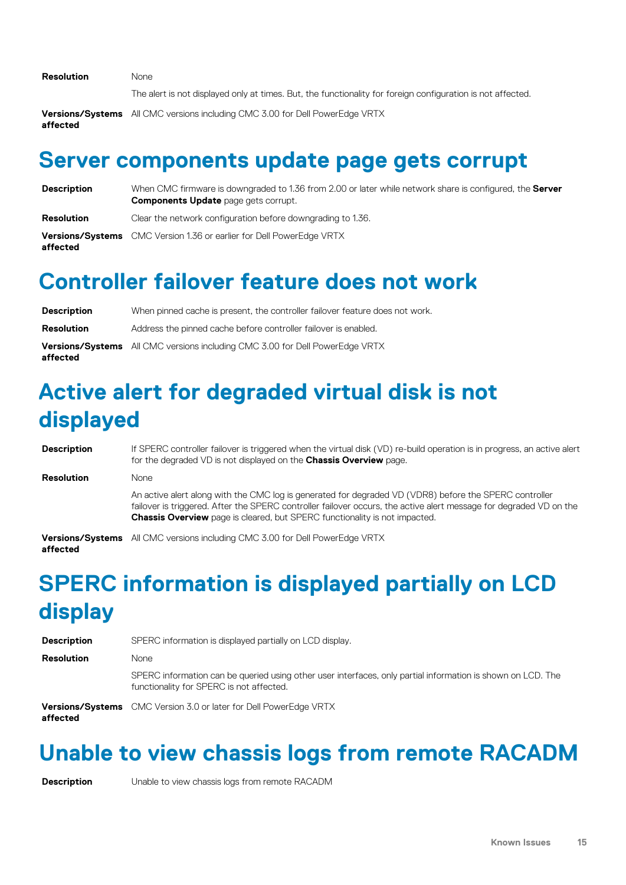| | |
|---|---|
| **Resolution** | None<br>The alert is not displayed only at times. But, the functionality for foreign configuration is not affected. |
| **Versions/Systems affected** | All CMC versions including CMC 3.00 for Dell PowerEdge VRTX |

## Server components update page gets corrupt

| | |
|---|---|
| **Description** | When CMC firmware is downgraded to 1.36 from 2.00 or later while network share is configured, the **Server Components Update** page gets corrupt. |
| **Resolution** | Clear the network configuration before downgrading to 1.36. |
| **Versions/Systems affected** | CMC Version 1.36 or earlier for Dell PowerEdge VRTX |

## Controller failover feature does not work

| | |
|---|---|
| **Description** | When pinned cache is present, the controller failover feature does not work. |
| **Resolution** | Address the pinned cache before controller failover is enabled. |
| **Versions/Systems affected** | All CMC versions including CMC 3.00 for Dell PowerEdge VRTX |

## Active alert for degraded virtual disk is not displayed

| | |
|---|---|
| **Description** | If SPERC controller failover is triggered when the virtual disk (VD) re-build operation is in progress, an active alert for the degraded VD is not displayed on the **Chassis Overview** page. |
| **Resolution** | None<br>An active alert along with the CMC log is generated for degraded VD (VDR8) before the SPERC controller failover is triggered. After the SPERC controller failover occurs, the active alert message for degraded VD on the **Chassis Overview** page is cleared, but SPERC functionality is not impacted. |
| **Versions/Systems affected** | All CMC versions including CMC 3.00 for Dell PowerEdge VRTX |

## SPERC information is displayed partially on LCD display

| | |
|---|---|
| **Description** | SPERC information is displayed partially on LCD display. |
| **Resolution** | None<br>SPERC information can be queried using other user interfaces, only partial information is shown on LCD. The functionality for SPERC is not affected. |
| **Versions/Systems affected** | CMC Version 3.0 or later for Dell PowerEdge VRTX |

## Unable to view chassis logs from remote RACADM

| | |
|---|---|
| **Description** | Unable to view chassis logs from remote RACADM |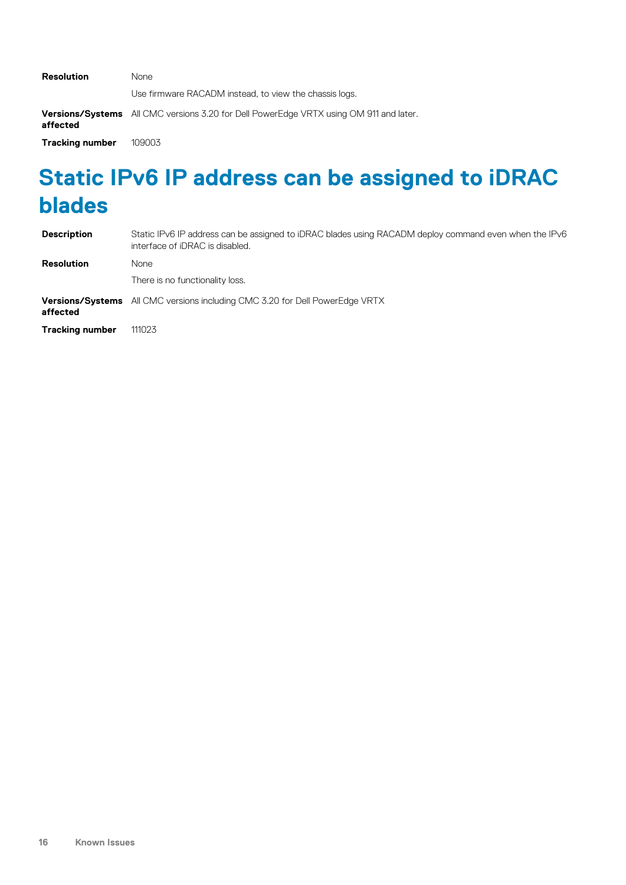| | |
|---|---|
| **Resolution** | None<br>Use firmware RACADM instead, to view the chassis logs. |
| **Versions/Systems affected** | All CMC versions 3.20 for Dell PowerEdge VRTX using OM 911 and later. |
| **Tracking number** | 109003 |

# Static IPv6 IP address can be assigned to iDRAC blades

| | |
|---|---|
| **Description** | Static IPv6 IP address can be assigned to iDRAC blades using RACADM deploy command even when the IPv6 interface of iDRAC is disabled. |
| **Resolution** | None<br>There is no functionality loss. |
| **Versions/Systems affected** | All CMC versions including CMC 3.20 for Dell PowerEdge VRTX |
| **Tracking number** | 111023 |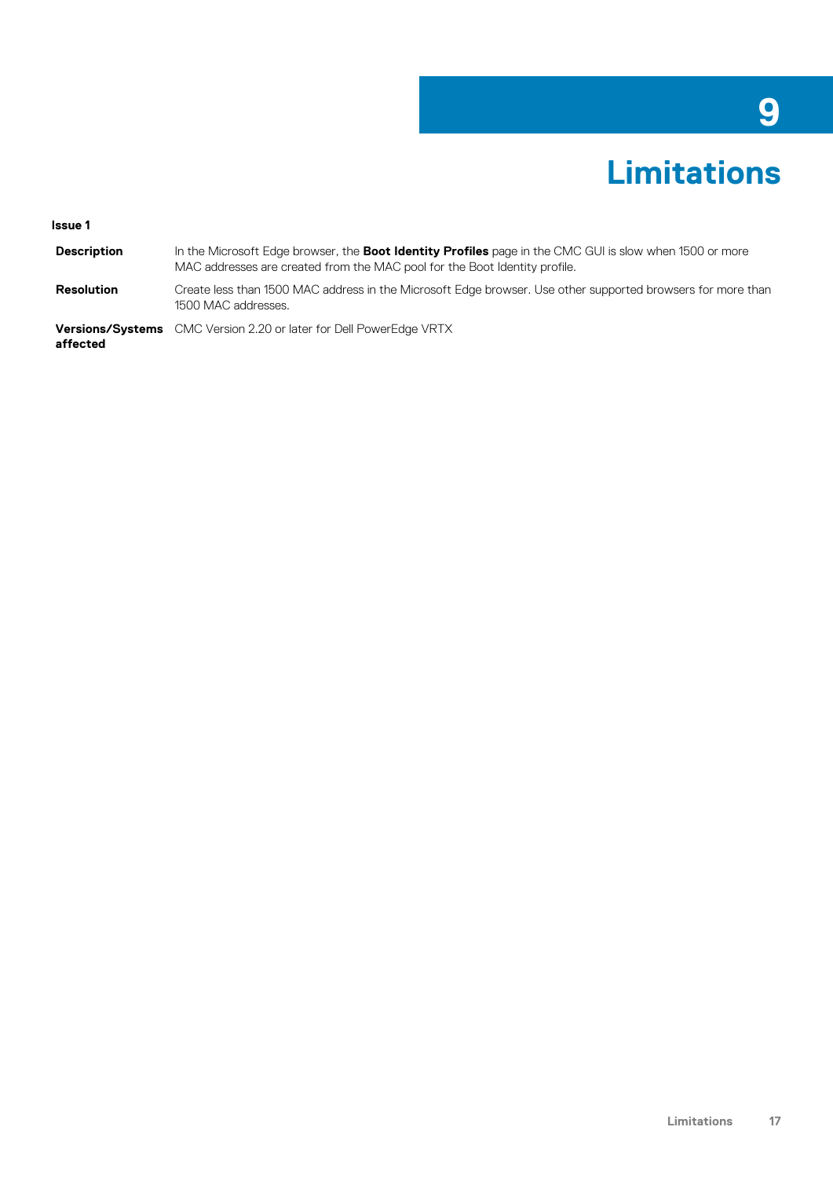# 9 Limitations

**Issue 1**

| | |
|---|---|
| **Description** | In the Microsoft Edge browser, the **Boot Identity Profiles** page in the CMC GUI is slow when 1500 or more MAC addresses are created from the MAC pool for the Boot Identity profile. |
| **Resolution** | Create less than 1500 MAC address in the Microsoft Edge browser. Use other supported browsers for more than 1500 MAC addresses. |
| **Versions/Systems affected** | CMC Version 2.20 or later for Dell PowerEdge VRTX |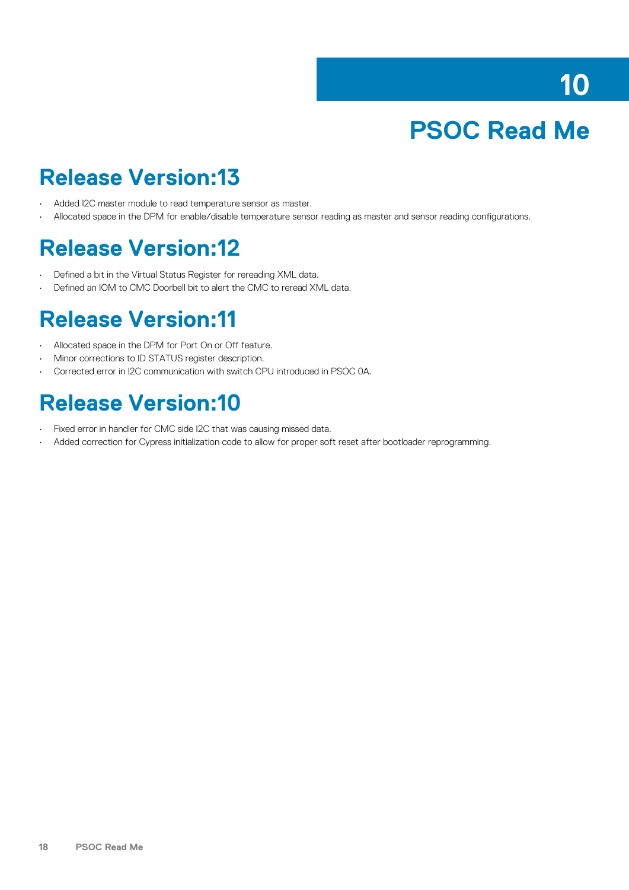# 10 PSOC Read Me

## Release Version:13

- Added I2C master module to read temperature sensor as master.
- Allocated space in the DPM for enable/disable temperature sensor reading as master and sensor reading configurations.

## Release Version:12

- Defined a bit in the Virtual Status Register for rereading XML data.
- Defined an IOM to CMC Doorbell bit to alert the CMC to reread XML data.

## Release Version:11

- Allocated space in the DPM for Port On or Off feature.
- Minor corrections to ID STATUS register description.
- Corrected error in I2C communication with switch CPU introduced in PSOC 0A.

## Release Version:10

- Fixed error in handler for CMC side I2C that was causing missed data.
- Added correction for Cypress initialization code to allow for proper soft reset after bootloader reprogramming.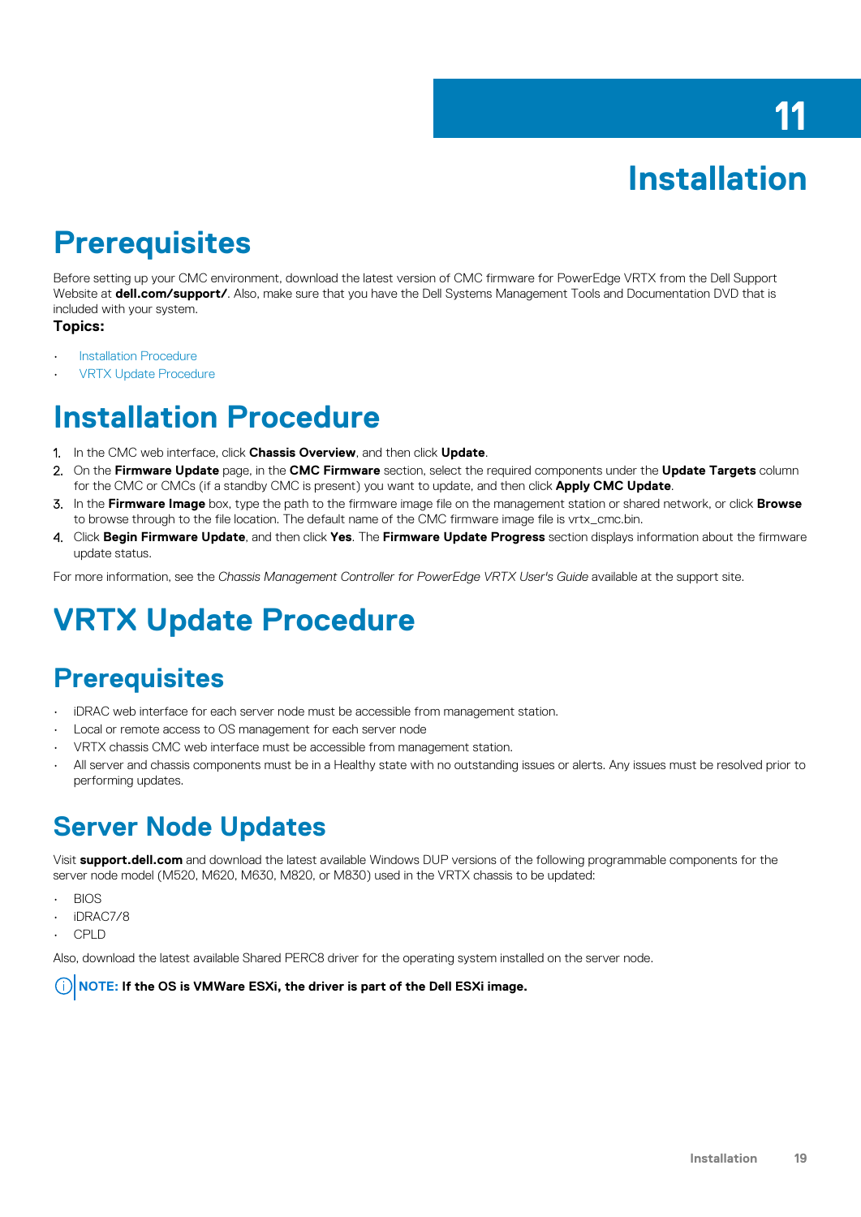# 11 Installation

## Prerequisites

Before setting up your CMC environment, download the latest version of CMC firmware for PowerEdge VRTX from the Dell Support Website at **dell.com/support/**. Also, make sure that you have the Dell Systems Management Tools and Documentation DVD that is included with your system.

**Topics:**

- Installation Procedure
- VRTX Update Procedure

## Installation Procedure

1. In the CMC web interface, click **Chassis Overview**, and then click **Update**.
2. On the **Firmware Update** page, in the **CMC Firmware** section, select the required components under the **Update Targets** column for the CMC or CMCs (if a standby CMC is present) you want to update, and then click **Apply CMC Update**.
3. In the **Firmware Image** box, type the path to the firmware image file on the management station or shared network, or click **Browse** to browse through to the file location. The default name of the CMC firmware image file is vrtx_cmc.bin.
4. Click **Begin Firmware Update**, and then click **Yes**. The **Firmware Update Progress** section displays information about the firmware update status.

For more information, see the *Chassis Management Controller for PowerEdge VRTX User's Guide* available at the support site.

## VRTX Update Procedure

### Prerequisites

- iDRAC web interface for each server node must be accessible from management station.
- Local or remote access to OS management for each server node
- VRTX chassis CMC web interface must be accessible from management station.
- All server and chassis components must be in a Healthy state with no outstanding issues or alerts. Any issues must be resolved prior to performing updates.

### Server Node Updates

Visit **support.dell.com** and download the latest available Windows DUP versions of the following programmable components for the server node model (M520, M620, M630, M820, or M830) used in the VRTX chassis to be updated:

- BIOS
- iDRAC7/8
- CPLD

Also, download the latest available Shared PERC8 driver for the operating system installed on the server node.

**NOTE: If the OS is VMWare ESXi, the driver is part of the Dell ESXi image.**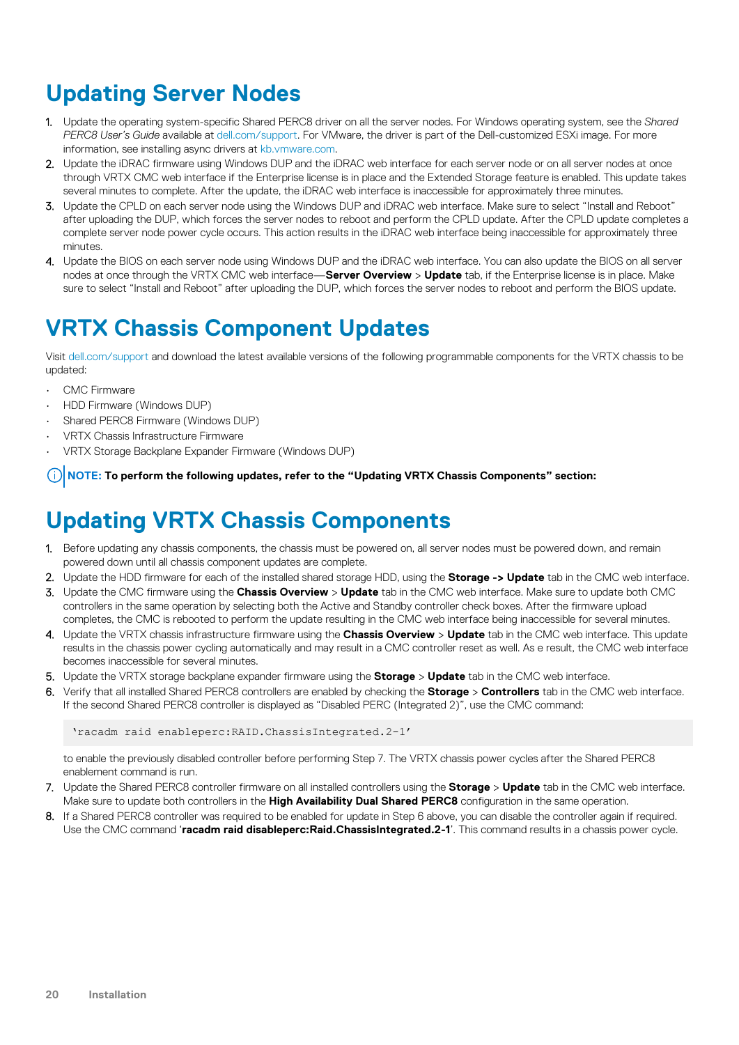# Updating Server Nodes

1. Update the operating system-specific Shared PERC8 driver on all the server nodes. For Windows operating system, see the *Shared PERC8 User's Guide* available at dell.com/support. For VMware, the driver is part of the Dell-customized ESXi image. For more information, see installing async drivers at kb.vmware.com.
2. Update the iDRAC firmware using Windows DUP and the iDRAC web interface for each server node or on all server nodes at once through VRTX CMC web interface if the Enterprise license is in place and the Extended Storage feature is enabled. This update takes several minutes to complete. After the update, the iDRAC web interface is inaccessible for approximately three minutes.
3. Update the CPLD on each server node using the Windows DUP and iDRAC web interface. Make sure to select "Install and Reboot" after uploading the DUP, which forces the server nodes to reboot and perform the CPLD update. After the CPLD update completes a complete server node power cycle occurs. This action results in the iDRAC web interface being inaccessible for approximately three minutes.
4. Update the BIOS on each server node using Windows DUP and the iDRAC web interface. You can also update the BIOS on all server nodes at once through the VRTX CMC web interface—**Server Overview** > **Update** tab, if the Enterprise license is in place. Make sure to select "Install and Reboot" after uploading the DUP, which forces the server nodes to reboot and perform the BIOS update.

# VRTX Chassis Component Updates

Visit dell.com/support and download the latest available versions of the following programmable components for the VRTX chassis to be updated:

- CMC Firmware
- HDD Firmware (Windows DUP)
- Shared PERC8 Firmware (Windows DUP)
- VRTX Chassis Infrastructure Firmware
- VRTX Storage Backplane Expander Firmware (Windows DUP)

**NOTE: To perform the following updates, refer to the "Updating VRTX Chassis Components" section:**

# Updating VRTX Chassis Components

1. Before updating any chassis components, the chassis must be powered on, all server nodes must be powered down, and remain powered down until all chassis component updates are complete.
2. Update the HDD firmware for each of the installed shared storage HDD, using the **Storage -> Update** tab in the CMC web interface.
3. Update the CMC firmware using the **Chassis Overview** > **Update** tab in the CMC web interface. Make sure to update both CMC controllers in the same operation by selecting both the Active and Standby controller check boxes. After the firmware upload completes, the CMC is rebooted to perform the update resulting in the CMC web interface being inaccessible for several minutes.
4. Update the VRTX chassis infrastructure firmware using the **Chassis Overview** > **Update** tab in the CMC web interface. This update results in the chassis power cycling automatically and may result in a CMC controller reset as well. As e result, the CMC web interface becomes inaccessible for several minutes.
5. Update the VRTX storage backplane expander firmware using the **Storage** > **Update** tab in the CMC web interface.
6. Verify that all installed Shared PERC8 controllers are enabled by checking the **Storage** > **Controllers** tab in the CMC web interface. If the second Shared PERC8 controller is displayed as "Disabled PERC (Integrated 2)", use the CMC command:

   ```
   'racadm raid enableperc:RAID.ChassisIntegrated.2-1'
   ```

   to enable the previously disabled controller before performing Step 7. The VRTX chassis power cycles after the Shared PERC8 enablement command is run.
7. Update the Shared PERC8 controller firmware on all installed controllers using the **Storage** > **Update** tab in the CMC web interface. Make sure to update both controllers in the **High Availability Dual Shared PERC8** configuration in the same operation.
8. If a Shared PERC8 controller was required to be enabled for update in Step 6 above, you can disable the controller again if required. Use the CMC command '**racadm raid disableperc:Raid.ChassisIntegrated.2-1**'. This command results in a chassis power cycle.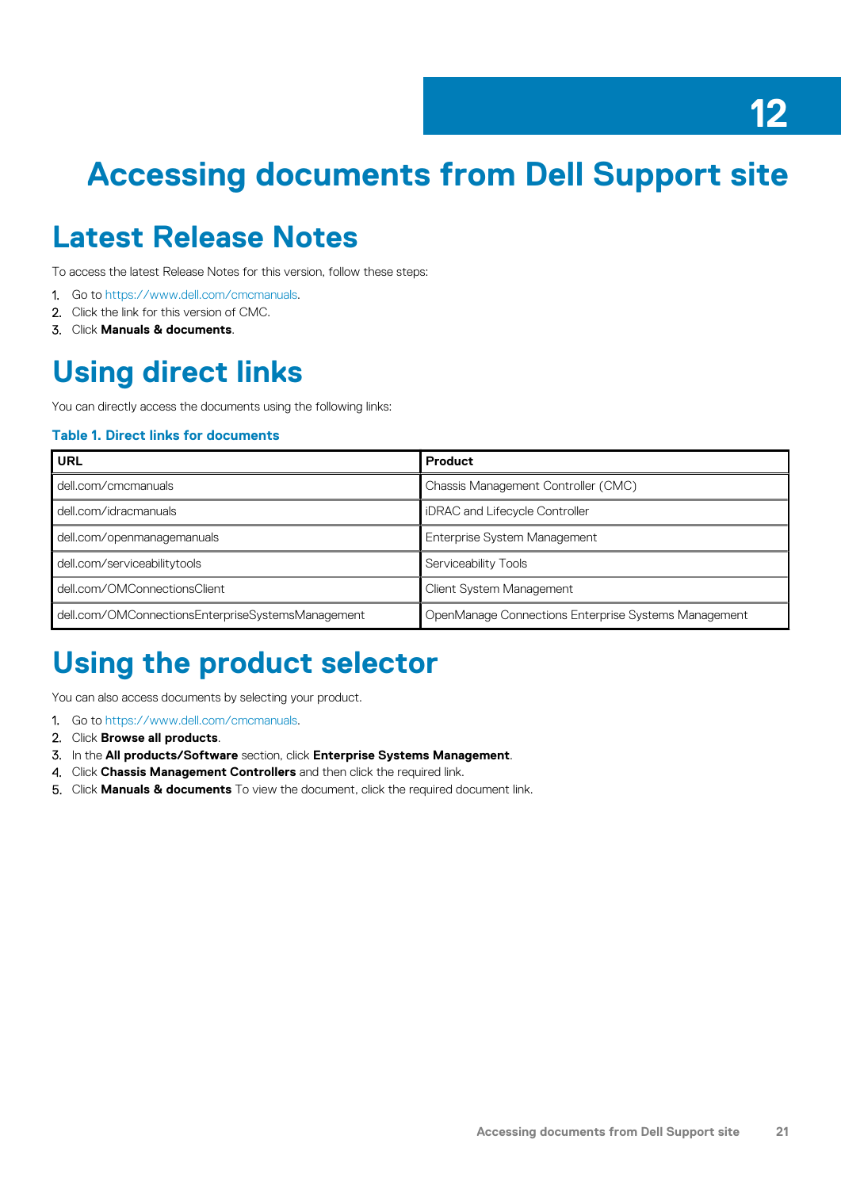# 12 Accessing documents from Dell Support site

## Latest Release Notes

To access the latest Release Notes for this version, follow these steps:

1. Go to https://www.dell.com/cmcmanuals.
2. Click the link for this version of CMC.
3. Click **Manuals & documents**.

## Using direct links

You can directly access the documents using the following links:

**Table 1. Direct links for documents**

| URL | Product |
|---|---|
| dell.com/cmcmanuals | Chassis Management Controller (CMC) |
| dell.com/idracmanuals | iDRAC and Lifecycle Controller |
| dell.com/openmanagemanuals | Enterprise System Management |
| dell.com/serviceabilitytools | Serviceability Tools |
| dell.com/OMConnectionsClient | Client System Management |
| dell.com/OMConnectionsEnterpriseSystemsManagement | OpenManage Connections Enterprise Systems Management |

## Using the product selector

You can also access documents by selecting your product.

1. Go to https://www.dell.com/cmcmanuals.
2. Click **Browse all products**.
3. In the **All products/Software** section, click **Enterprise Systems Management**.
4. Click **Chassis Management Controllers** and then click the required link.
5. Click **Manuals & documents** To view the document, click the required document link.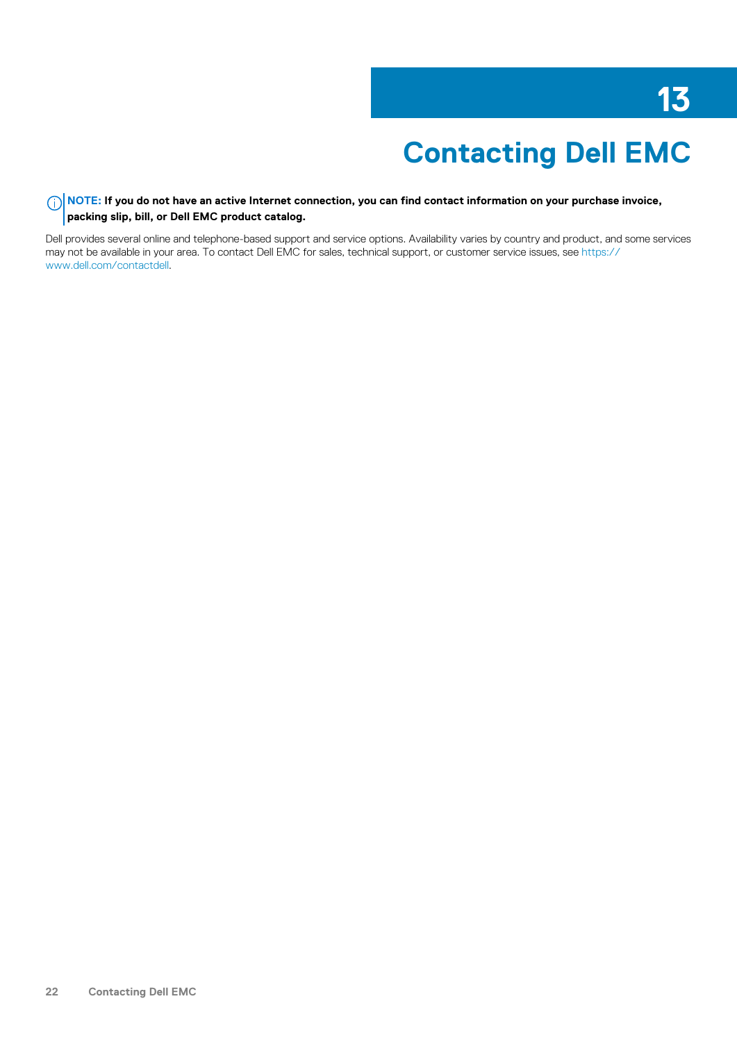# 13 Contacting Dell EMC

**NOTE: If you do not have an active Internet connection, you can find contact information on your purchase invoice, packing slip, bill, or Dell EMC product catalog.**

Dell provides several online and telephone-based support and service options. Availability varies by country and product, and some services may not be available in your area. To contact Dell EMC for sales, technical support, or customer service issues, see https://www.dell.com/contactdell.